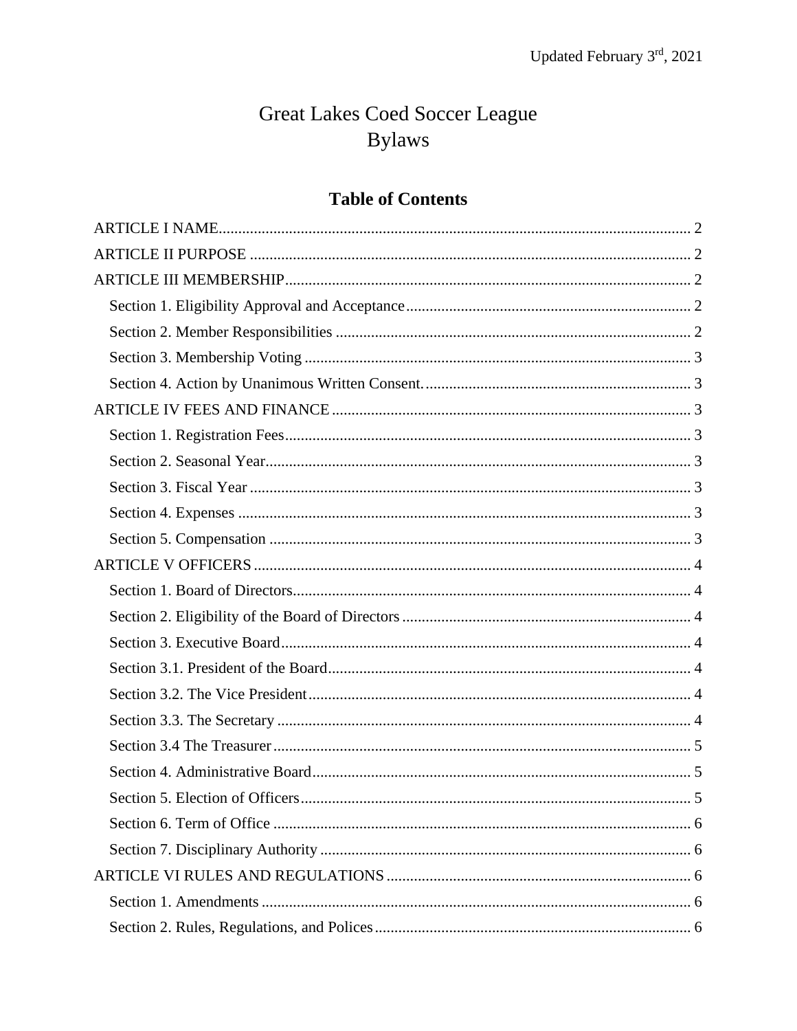Updated February 3rd, 2021

# Great Lakes Coed Soccer League
# Bylaws

## Table of Contents

ARTICLE I NAME ........ 2

ARTICLE II PURPOSE ........ 2

ARTICLE III MEMBERSHIP ........ 2

- Section 1. Eligibility Approval and Acceptance ........ 2
- Section 2. Member Responsibilities ........ 2
- Section 3. Membership Voting ........ 3
- Section 4. Action by Unanimous Written Consent. ........ 3

ARTICLE IV FEES AND FINANCE ........ 3

- Section 1. Registration Fees ........ 3
- Section 2. Seasonal Year ........ 3
- Section 3. Fiscal Year ........ 3
- Section 4. Expenses ........ 3
- Section 5. Compensation ........ 3

ARTICLE V OFFICERS ........ 4

- Section 1. Board of Directors ........ 4
- Section 2. Eligibility of the Board of Directors ........ 4
- Section 3. Executive Board ........ 4
- Section 3.1. President of the Board ........ 4
- Section 3.2. The Vice President ........ 4
- Section 3.3. The Secretary ........ 4
- Section 3.4 The Treasurer ........ 5
- Section 4. Administrative Board ........ 5
- Section 5. Election of Officers ........ 5
- Section 6. Term of Office ........ 6
- Section 7. Disciplinary Authority ........ 6

ARTICLE VI RULES AND REGULATIONS ........ 6

- Section 1. Amendments ........ 6
- Section 2. Rules, Regulations, and Polices ........ 6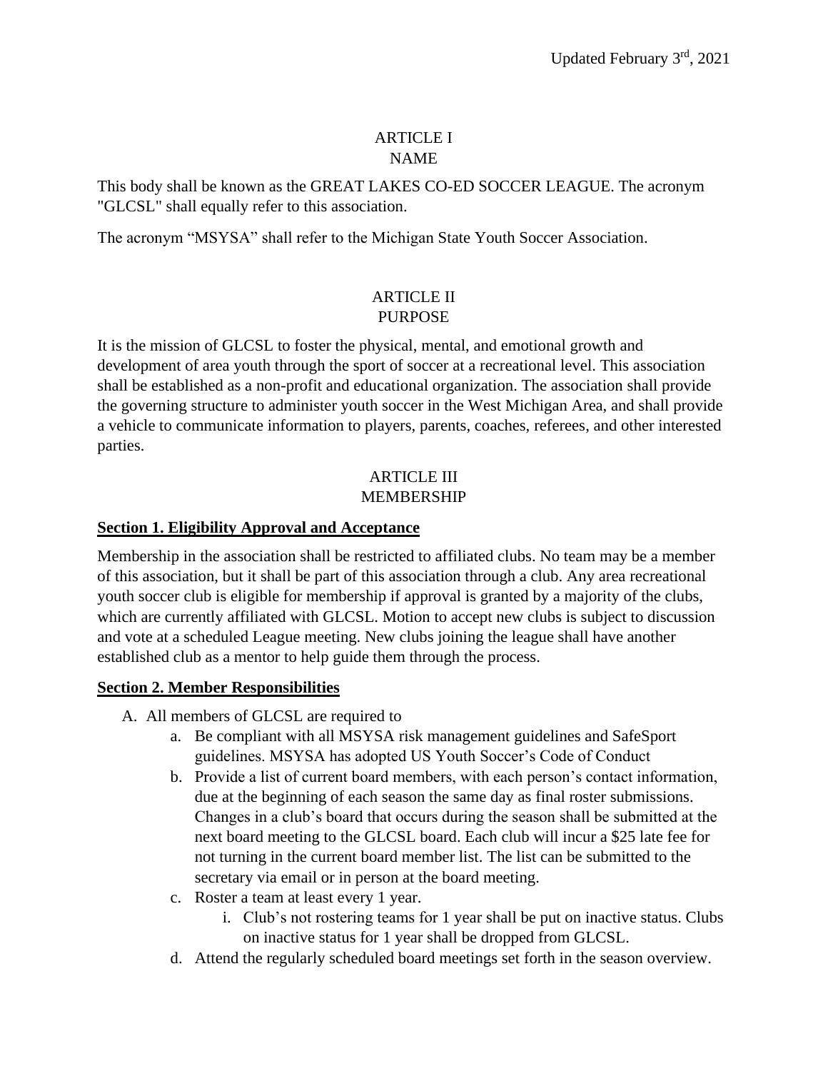Updated February 3rd, 2021

# ARTICLE I
# NAME

This body shall be known as the GREAT LAKES CO-ED SOCCER LEAGUE. The acronym "GLCSL" shall equally refer to this association.

The acronym "MSYSA" shall refer to the Michigan State Youth Soccer Association.

# ARTICLE II
# PURPOSE

It is the mission of GLCSL to foster the physical, mental, and emotional growth and development of area youth through the sport of soccer at a recreational level. This association shall be established as a non-profit and educational organization. The association shall provide the governing structure to administer youth soccer in the West Michigan Area, and shall provide a vehicle to communicate information to players, parents, coaches, referees, and other interested parties.

# ARTICLE III
# MEMBERSHIP

## Section 1. Eligibility Approval and Acceptance

Membership in the association shall be restricted to affiliated clubs. No team may be a member of this association, but it shall be part of this association through a club. Any area recreational youth soccer club is eligible for membership if approval is granted by a majority of the clubs, which are currently affiliated with GLCSL. Motion to accept new clubs is subject to discussion and vote at a scheduled League meeting. New clubs joining the league shall have another established club as a mentor to help guide them through the process.

## Section 2. Member Responsibilities

A. All members of GLCSL are required to
   a. Be compliant with all MSYSA risk management guidelines and SafeSport guidelines. MSYSA has adopted US Youth Soccer's Code of Conduct
   b. Provide a list of current board members, with each person's contact information, due at the beginning of each season the same day as final roster submissions. Changes in a club's board that occurs during the season shall be submitted at the next board meeting to the GLCSL board. Each club will incur a $25 late fee for not turning in the current board member list. The list can be submitted to the secretary via email or in person at the board meeting.
   c. Roster a team at least every 1 year.
      i. Club's not rostering teams for 1 year shall be put on inactive status. Clubs on inactive status for 1 year shall be dropped from GLCSL.
   d. Attend the regularly scheduled board meetings set forth in the season overview.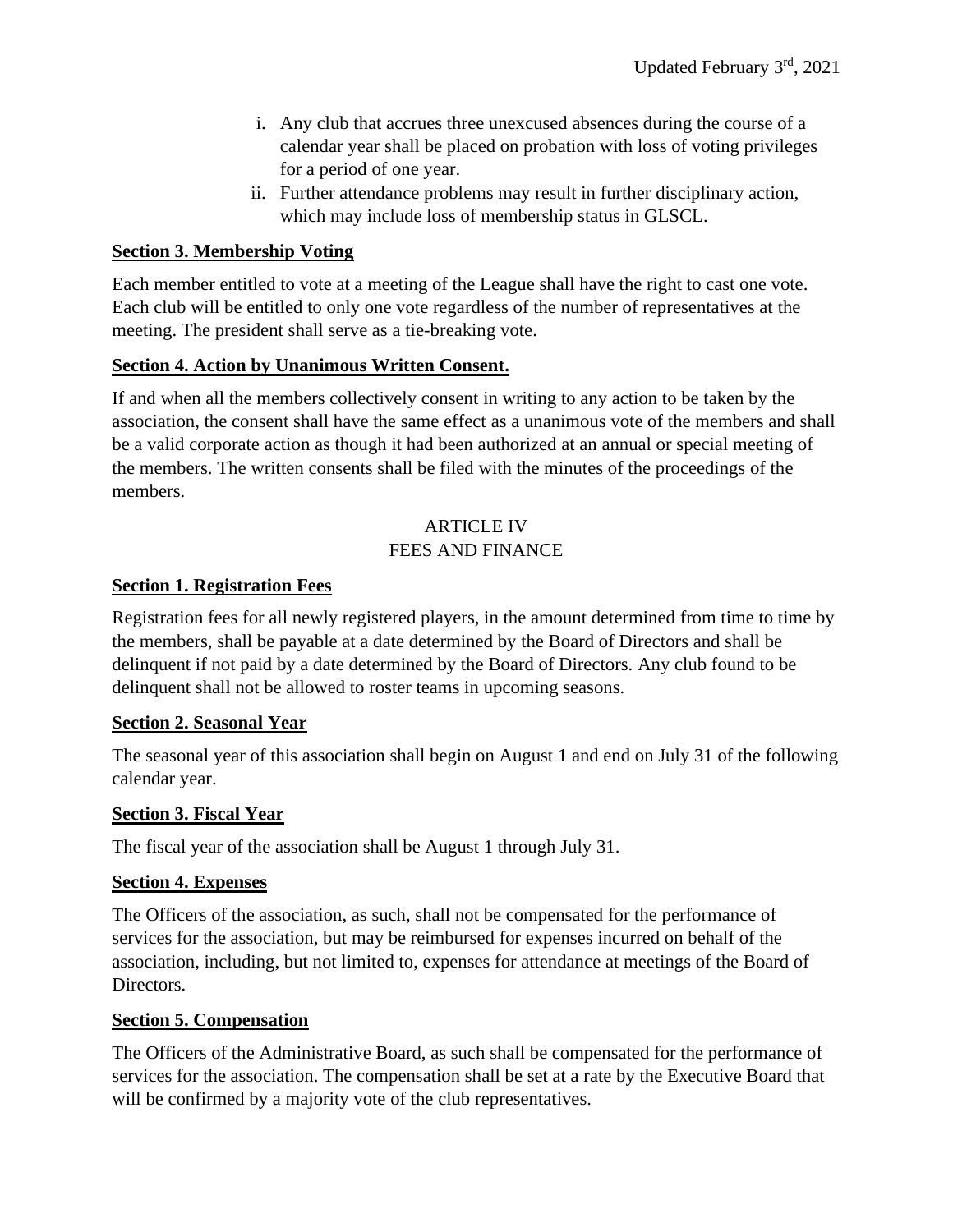i. Any club that accrues three unexcused absences during the course of a calendar year shall be placed on probation with loss of voting privileges for a period of one year.

ii. Further attendance problems may result in further disciplinary action, which may include loss of membership status in GLSCL.

**Section 3. Membership Voting**

Each member entitled to vote at a meeting of the League shall have the right to cast one vote. Each club will be entitled to only one vote regardless of the number of representatives at the meeting. The president shall serve as a tie-breaking vote.

**Section 4. Action by Unanimous Written Consent.**

If and when all the members collectively consent in writing to any action to be taken by the association, the consent shall have the same effect as a unanimous vote of the members and shall be a valid corporate action as though it had been authorized at an annual or special meeting of the members. The written consents shall be filed with the minutes of the proceedings of the members.

## ARTICLE IV
## FEES AND FINANCE

**Section 1. Registration Fees**

Registration fees for all newly registered players, in the amount determined from time to time by the members, shall be payable at a date determined by the Board of Directors and shall be delinquent if not paid by a date determined by the Board of Directors. Any club found to be delinquent shall not be allowed to roster teams in upcoming seasons.

**Section 2. Seasonal Year**

The seasonal year of this association shall begin on August 1 and end on July 31 of the following calendar year.

**Section 3. Fiscal Year**

The fiscal year of the association shall be August 1 through July 31.

**Section 4. Expenses**

The Officers of the association, as such, shall not be compensated for the performance of services for the association, but may be reimbursed for expenses incurred on behalf of the association, including, but not limited to, expenses for attendance at meetings of the Board of Directors.

**Section 5. Compensation**

The Officers of the Administrative Board, as such shall be compensated for the performance of services for the association. The compensation shall be set at a rate by the Executive Board that will be confirmed by a majority vote of the club representatives.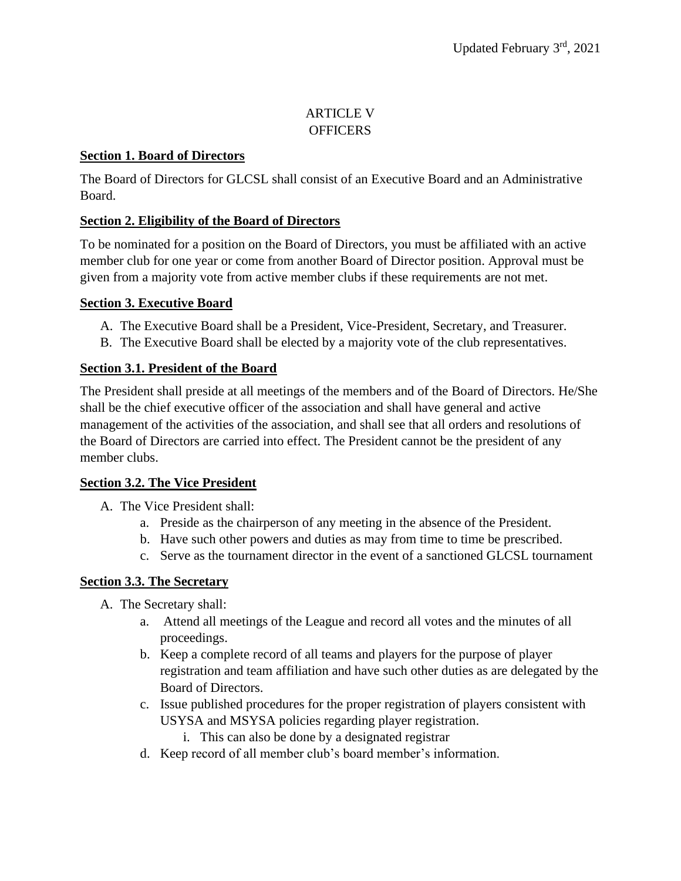Updated February 3rd, 2021

# ARTICLE V
# OFFICERS

**Section 1. Board of Directors**

The Board of Directors for GLCSL shall consist of an Executive Board and an Administrative Board.

**Section 2. Eligibility of the Board of Directors**

To be nominated for a position on the Board of Directors, you must be affiliated with an active member club for one year or come from another Board of Director position. Approval must be given from a majority vote from active member clubs if these requirements are not met.

**Section 3. Executive Board**

A. The Executive Board shall be a President, Vice-President, Secretary, and Treasurer.
B. The Executive Board shall be elected by a majority vote of the club representatives.

**Section 3.1. President of the Board**

The President shall preside at all meetings of the members and of the Board of Directors. He/She shall be the chief executive officer of the association and shall have general and active management of the activities of the association, and shall see that all orders and resolutions of the Board of Directors are carried into effect. The President cannot be the president of any member clubs.

**Section 3.2. The Vice President**

A. The Vice President shall:
   a. Preside as the chairperson of any meeting in the absence of the President.
   b. Have such other powers and duties as may from time to time be prescribed.
   c. Serve as the tournament director in the event of a sanctioned GLCSL tournament

**Section 3.3. The Secretary**

A. The Secretary shall:
   a. Attend all meetings of the League and record all votes and the minutes of all proceedings.
   b. Keep a complete record of all teams and players for the purpose of player registration and team affiliation and have such other duties as are delegated by the Board of Directors.
   c. Issue published procedures for the proper registration of players consistent with USYSA and MSYSA policies regarding player registration.
      i. This can also be done by a designated registrar
   d. Keep record of all member club's board member's information.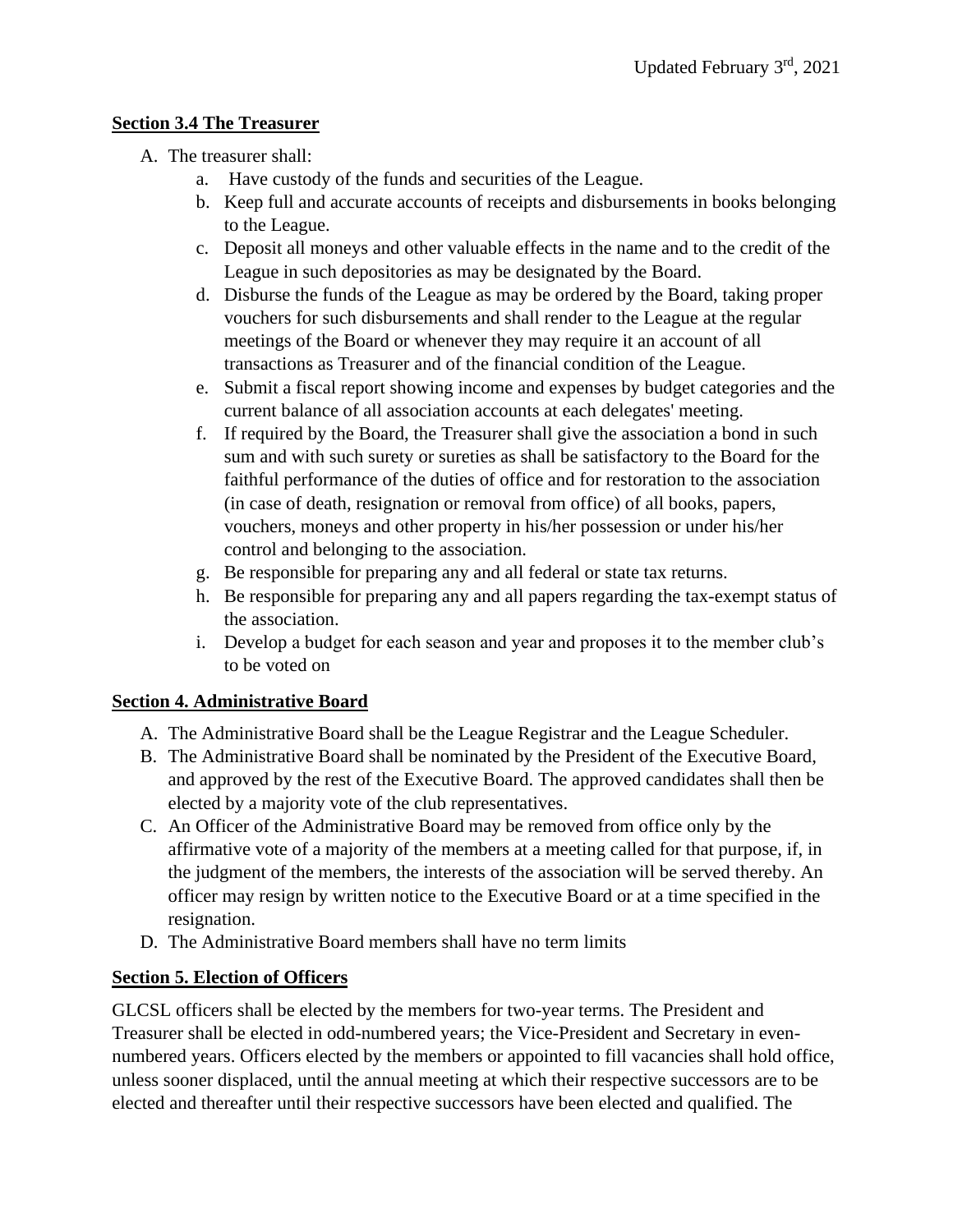**Section 3.4 The Treasurer**

A. The treasurer shall:
   a. Have custody of the funds and securities of the League.
   b. Keep full and accurate accounts of receipts and disbursements in books belonging to the League.
   c. Deposit all moneys and other valuable effects in the name and to the credit of the League in such depositories as may be designated by the Board.
   d. Disburse the funds of the League as may be ordered by the Board, taking proper vouchers for such disbursements and shall render to the League at the regular meetings of the Board or whenever they may require it an account of all transactions as Treasurer and of the financial condition of the League.
   e. Submit a fiscal report showing income and expenses by budget categories and the current balance of all association accounts at each delegates' meeting.
   f. If required by the Board, the Treasurer shall give the association a bond in such sum and with such surety or sureties as shall be satisfactory to the Board for the faithful performance of the duties of office and for restoration to the association (in case of death, resignation or removal from office) of all books, papers, vouchers, moneys and other property in his/her possession or under his/her control and belonging to the association.
   g. Be responsible for preparing any and all federal or state tax returns.
   h. Be responsible for preparing any and all papers regarding the tax-exempt status of the association.
   i. Develop a budget for each season and year and proposes it to the member club's to be voted on

**Section 4. Administrative Board**

A. The Administrative Board shall be the League Registrar and the League Scheduler.
B. The Administrative Board shall be nominated by the President of the Executive Board, and approved by the rest of the Executive Board. The approved candidates shall then be elected by a majority vote of the club representatives.
C. An Officer of the Administrative Board may be removed from office only by the affirmative vote of a majority of the members at a meeting called for that purpose, if, in the judgment of the members, the interests of the association will be served thereby. An officer may resign by written notice to the Executive Board or at a time specified in the resignation.
D. The Administrative Board members shall have no term limits

**Section 5. Election of Officers**

GLCSL officers shall be elected by the members for two-year terms. The President and Treasurer shall be elected in odd-numbered years; the Vice-President and Secretary in even-numbered years. Officers elected by the members or appointed to fill vacancies shall hold office, unless sooner displaced, until the annual meeting at which their respective successors are to be elected and thereafter until their respective successors have been elected and qualified. The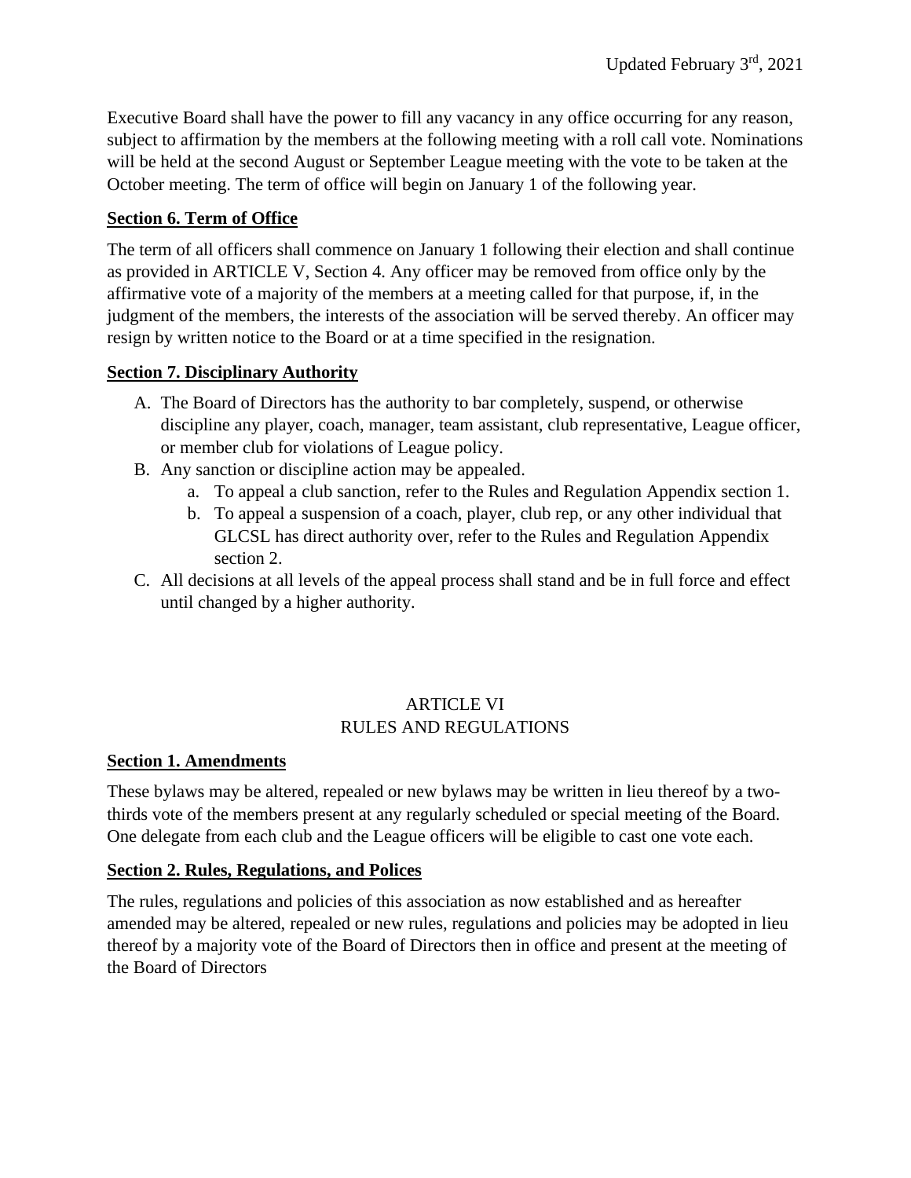Executive Board shall have the power to fill any vacancy in any office occurring for any reason, subject to affirmation by the members at the following meeting with a roll call vote. Nominations will be held at the second August or September League meeting with the vote to be taken at the October meeting. The term of office will begin on January 1 of the following year.

**Section 6. Term of Office**

The term of all officers shall commence on January 1 following their election and shall continue as provided in ARTICLE V, Section 4. Any officer may be removed from office only by the affirmative vote of a majority of the members at a meeting called for that purpose, if, in the judgment of the members, the interests of the association will be served thereby. An officer may resign by written notice to the Board or at a time specified in the resignation.

**Section 7. Disciplinary Authority**

A. The Board of Directors has the authority to bar completely, suspend, or otherwise discipline any player, coach, manager, team assistant, club representative, League officer, or member club for violations of League policy.
B. Any sanction or discipline action may be appealed.
    a. To appeal a club sanction, refer to the Rules and Regulation Appendix section 1.
    b. To appeal a suspension of a coach, player, club rep, or any other individual that GLCSL has direct authority over, refer to the Rules and Regulation Appendix section 2.
C. All decisions at all levels of the appeal process shall stand and be in full force and effect until changed by a higher authority.

## ARTICLE VI
## RULES AND REGULATIONS

**Section 1. Amendments**

These bylaws may be altered, repealed or new bylaws may be written in lieu thereof by a two-thirds vote of the members present at any regularly scheduled or special meeting of the Board. One delegate from each club and the League officers will be eligible to cast one vote each.

**Section 2. Rules, Regulations, and Polices**

The rules, regulations and policies of this association as now established and as hereafter amended may be altered, repealed or new rules, regulations and policies may be adopted in lieu thereof by a majority vote of the Board of Directors then in office and present at the meeting of the Board of Directors